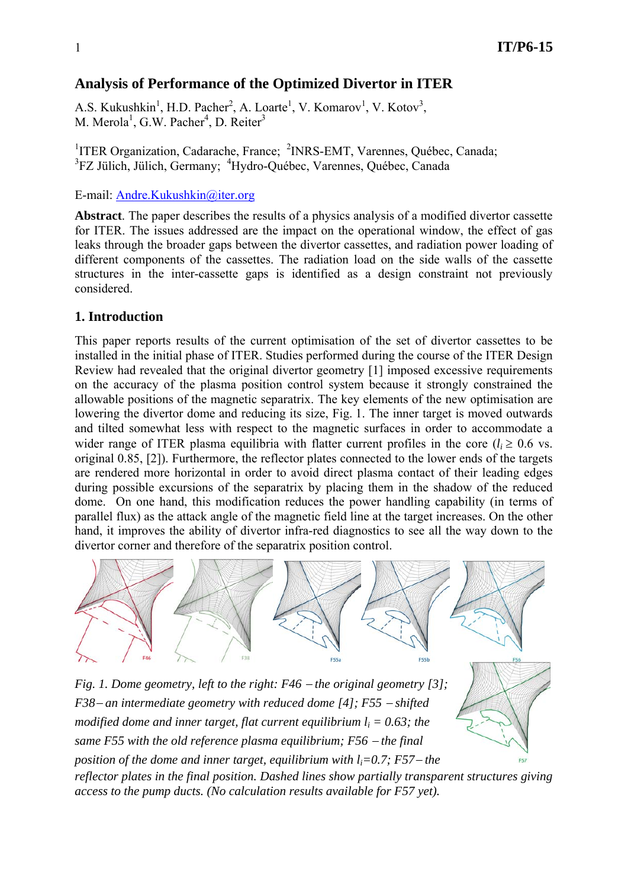# Analysis of Performance of the Optimized Divertor in ITER

A.S. Kukushkin[1], H.D. Pacher[2], A. Loarte[1], V. Komarov[1], V. Kotov[3], M. Merola[1], G.W. Pacher[4], D. Reiter[3]

[1]ITER Organization, Cadarache, France; [2]INRS-EMT, Varennes, Québec, Canada; [3]FZ Jülich, Jülich, Germany; [4]Hydro-Québec, Varennes, Québec, Canada

E-mail: Andre.Kukushkin@iter.org

**Abstract**. The paper describes the results of a physics analysis of a modified divertor cassette for ITER. The issues addressed are the impact on the operational window, the effect of gas leaks through the broader gaps between the divertor cassettes, and radiation power loading of different components of the cassettes. The radiation load on the side walls of the cassette structures in the inter-cassette gaps is identified as a design constraint not previously considered.

## 1. Introduction

This paper reports results of the current optimisation of the set of divertor cassettes to be installed in the initial phase of ITER. Studies performed during the course of the ITER Design Review had revealed that the original divertor geometry [1] imposed excessive requirements on the accuracy of the plasma position control system because it strongly constrained the allowable positions of the magnetic separatrix. The key elements of the new optimisation are lowering the divertor dome and reducing its size, Fig. 1. The inner target is moved outwards and tilted somewhat less with respect to the magnetic surfaces in order to accommodate a wider range of ITER plasma equilibria with flatter current profiles in the core ($l_i \geq 0.6$ vs. original 0.85, [2]). Furthermore, the reflector plates connected to the lower ends of the targets are rendered more horizontal in order to avoid direct plasma contact of their leading edges during possible excursions of the separatrix by placing them in the shadow of the reduced dome. On one hand, this modification reduces the power handling capability (in terms of parallel flux) as the attack angle of the magnetic field line at the target increases. On the other hand, it improves the ability of divertor infra-red diagnostics to see all the way down to the divertor corner and therefore of the separatrix position control.

*Fig. 1. Dome geometry, left to the right: F46 – the original geometry [3]; F38 – an intermediate geometry with reduced dome [4]; F55 – shifted modified dome and inner target, flat current equilibrium $l_i$ = 0.63; the same F55 with the old reference plasma equilibrium; F56 – the final position of the dome and inner target, equilibrium with $l_i$=0.7; F57 – the reflector plates in the final position. Dashed lines show partially transparent structures giving access to the pump ducts. (No calculation results available for F57 yet).*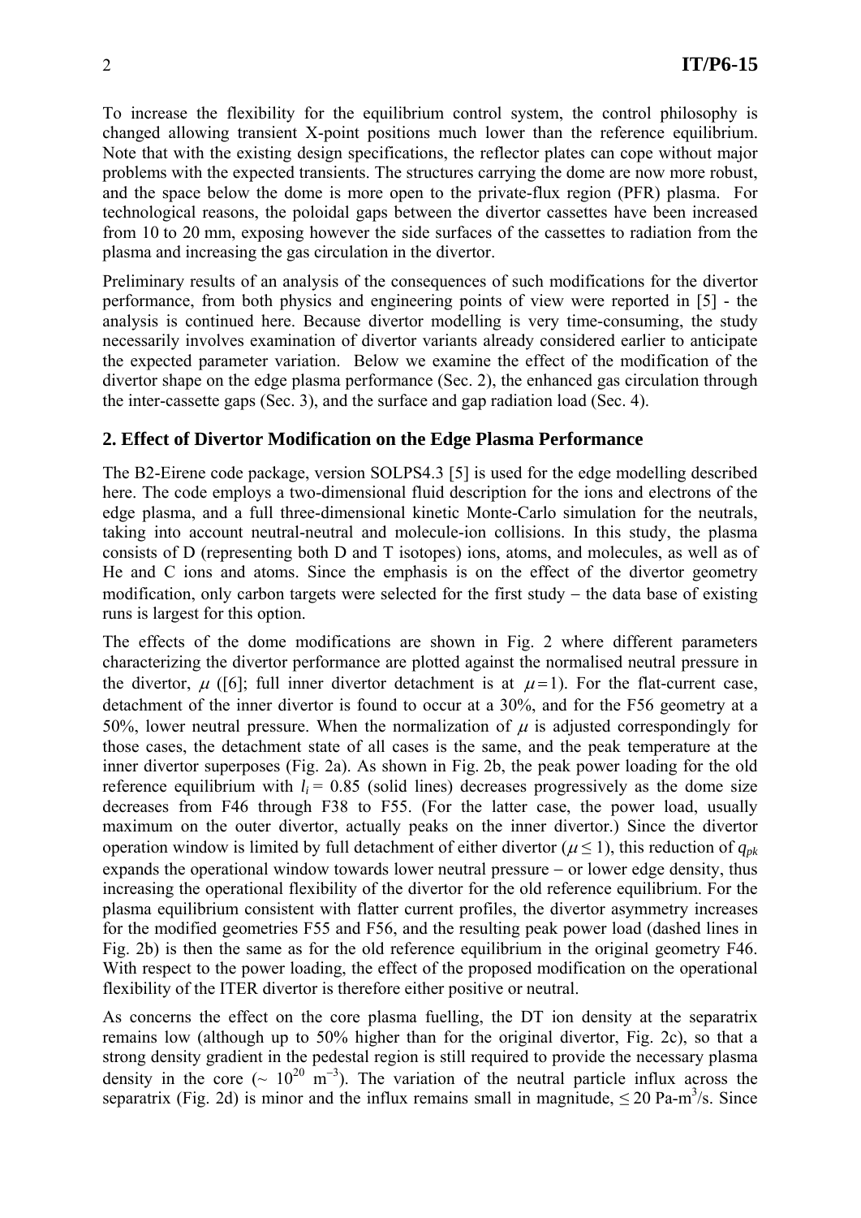To increase the flexibility for the equilibrium control system, the control philosophy is changed allowing transient X-point positions much lower than the reference equilibrium. Note that with the existing design specifications, the reflector plates can cope without major problems with the expected transients. The structures carrying the dome are now more robust, and the space below the dome is more open to the private-flux region (PFR) plasma. For technological reasons, the poloidal gaps between the divertor cassettes have been increased from 10 to 20 mm, exposing however the side surfaces of the cassettes to radiation from the plasma and increasing the gas circulation in the divertor.

Preliminary results of an analysis of the consequences of such modifications for the divertor performance, from both physics and engineering points of view were reported in [5] - the analysis is continued here. Because divertor modelling is very time-consuming, the study necessarily involves examination of divertor variants already considered earlier to anticipate the expected parameter variation. Below we examine the effect of the modification of the divertor shape on the edge plasma performance (Sec. 2), the enhanced gas circulation through the inter-cassette gaps (Sec. 3), and the surface and gap radiation load (Sec. 4).

## 2. Effect of Divertor Modification on the Edge Plasma Performance

The B2-Eirene code package, version SOLPS4.3 [5] is used for the edge modelling described here. The code employs a two-dimensional fluid description for the ions and electrons of the edge plasma, and a full three-dimensional kinetic Monte-Carlo simulation for the neutrals, taking into account neutral-neutral and molecule-ion collisions. In this study, the plasma consists of D (representing both D and T isotopes) ions, atoms, and molecules, as well as of He and C ions and atoms. Since the emphasis is on the effect of the divertor geometry modification, only carbon targets were selected for the first study – the data base of existing runs is largest for this option.

The effects of the dome modifications are shown in Fig. 2 where different parameters characterizing the divertor performance are plotted against the normalised neutral pressure in the divertor, $\mu$ ([6]; full inner divertor detachment is at $\mu = 1$). For the flat-current case, detachment of the inner divertor is found to occur at a 30%, and for the F56 geometry at a 50%, lower neutral pressure. When the normalization of $\mu$ is adjusted correspondingly for those cases, the detachment state of all cases is the same, and the peak temperature at the inner divertor superposes (Fig. 2a). As shown in Fig. 2b, the peak power loading for the old reference equilibrium with $l_i = 0.85$ (solid lines) decreases progressively as the dome size decreases from F46 through F38 to F55. (For the latter case, the power load, usually maximum on the outer divertor, actually peaks on the inner divertor.) Since the divertor operation window is limited by full detachment of either divertor ($\mu \leq 1$), this reduction of $q_{pk}$ expands the operational window towards lower neutral pressure – or lower edge density, thus increasing the operational flexibility of the divertor for the old reference equilibrium. For the plasma equilibrium consistent with flatter current profiles, the divertor asymmetry increases for the modified geometries F55 and F56, and the resulting peak power load (dashed lines in Fig. 2b) is then the same as for the old reference equilibrium in the original geometry F46. With respect to the power loading, the effect of the proposed modification on the operational flexibility of the ITER divertor is therefore either positive or neutral.

As concerns the effect on the core plasma fuelling, the DT ion density at the separatrix remains low (although up to 50% higher than for the original divertor, Fig. 2c), so that a strong density gradient in the pedestal region is still required to provide the necessary plasma density in the core ($\sim 10^{20}$ m$^{-3}$). The variation of the neutral particle influx across the separatrix (Fig. 2d) is minor and the influx remains small in magnitude, $\leq 20$ Pa-m$^3$/s. Since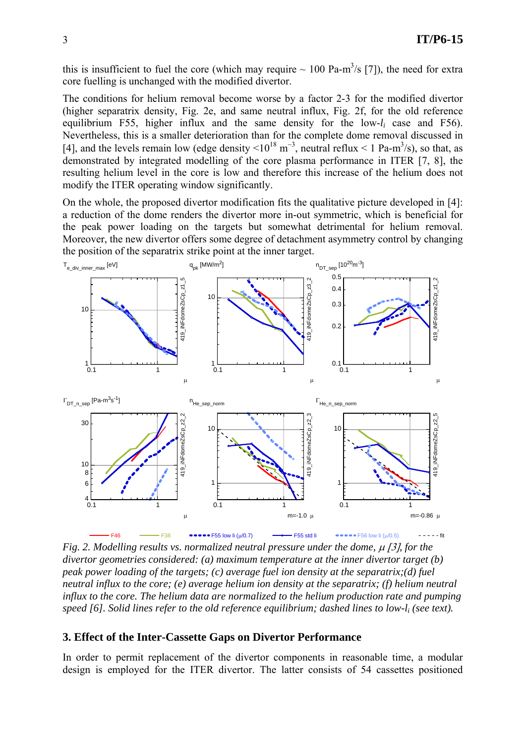this is insufficient to fuel the core (which may require ~ 100 Pa-m$^3$/s [7]), the need for extra core fuelling is unchanged with the modified divertor.

The conditions for helium removal become worse by a factor 2-3 for the modified divertor (higher separatrix density, Fig. 2e, and same neutral influx, Fig. 2f, for the old reference equilibrium F55, higher influx and the same density for the low-$l_i$ case and F56). Nevertheless, this is a smaller deterioration than for the complete dome removal discussed in [4], and the levels remain low (edge density <$10^{18}$ m$^{-3}$, neutral reflux < 1 Pa-m$^3$/s), so that, as demonstrated by integrated modelling of the core plasma performance in ITER [7, 8], the resulting helium level in the core is low and therefore this increase of the helium does not modify the ITER operating window significantly.

On the whole, the proposed divertor modification fits the qualitative picture developed in [4]: a reduction of the dome renders the divertor more in-out symmetric, which is beneficial for the peak power loading on the targets but somewhat detrimental for helium removal. Moreover, the new divertor offers some degree of detachment asymmetry control by changing the position of the separatrix strike point at the inner target.

*Fig. 2. Modelling results vs. normalized neutral pressure under the dome, $\mu$ [3], for the divertor geometries considered: (a) maximum temperature at the inner divertor target (b) peak power loading of the targets; (c) average fuel ion density at the separatrix;(d) fuel neutral influx to the core; (e) average helium ion density at the separatrix; (f) helium neutral influx to the core. The helium data are normalized to the helium production rate and pumping speed [6]. Solid lines refer to the old reference equilibrium; dashed lines to low-$l_i$ (see text).*

## 3. Effect of the Inter-Cassette Gaps on Divertor Performance

In order to permit replacement of the divertor components in reasonable time, a modular design is employed for the ITER divertor. The latter consists of 54 cassettes positioned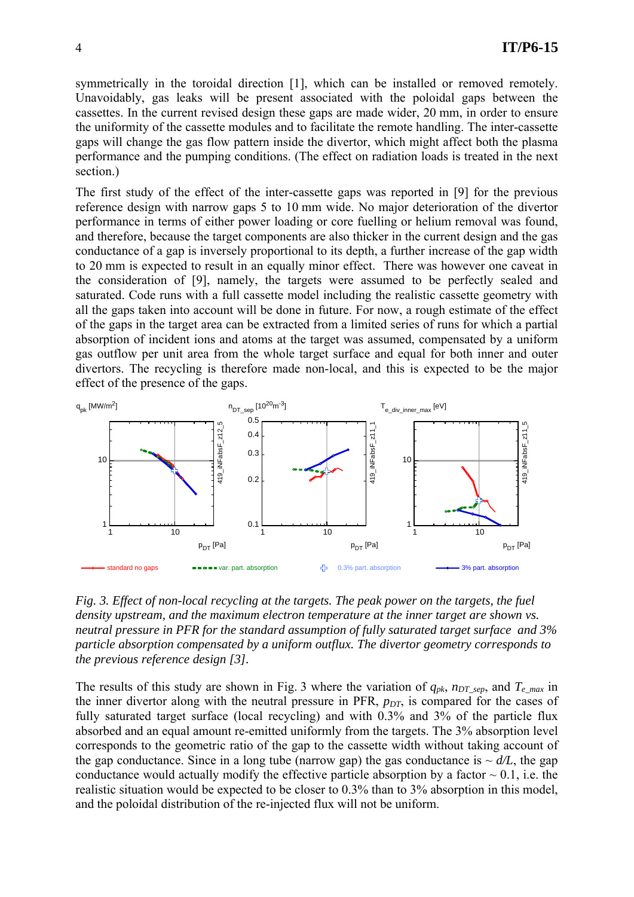symmetrically in the toroidal direction [1], which can be installed or removed remotely. Unavoidably, gas leaks will be present associated with the poloidal gaps between the cassettes. In the current revised design these gaps are made wider, 20 mm, in order to ensure the uniformity of the cassette modules and to facilitate the remote handling. The inter-cassette gaps will change the gas flow pattern inside the divertor, which might affect both the plasma performance and the pumping conditions. (The effect on radiation loads is treated in the next section.)

The first study of the effect of the inter-cassette gaps was reported in [9] for the previous reference design with narrow gaps 5 to 10 mm wide. No major deterioration of the divertor performance in terms of either power loading or core fuelling or helium removal was found, and therefore, because the target components are also thicker in the current design and the gas conductance of a gap is inversely proportional to its depth, a further increase of the gap width to 20 mm is expected to result in an equally minor effect. There was however one caveat in the consideration of [9], namely, the targets were assumed to be perfectly sealed and saturated. Code runs with a full cassette model including the realistic cassette geometry with all the gaps taken into account will be done in future. For now, a rough estimate of the effect of the gaps in the target area can be extracted from a limited series of runs for which a partial absorption of incident ions and atoms at the target was assumed, compensated by a uniform gas outflow per unit area from the whole target surface and equal for both inner and outer divertors. The recycling is therefore made non-local, and this is expected to be the major effect of the presence of the gaps.

*Fig. 3. Effect of non-local recycling at the targets. The peak power on the targets, the fuel density upstream, and the maximum electron temperature at the inner target are shown vs. neutral pressure in PFR for the standard assumption of fully saturated target surface and 3% particle absorption compensated by a uniform outflux. The divertor geometry corresponds to the previous reference design [3].*

The results of this study are shown in Fig. 3 where the variation of $q_{pk}$, $n_{DT\_sep}$, and $T_{e\_max}$ in the inner divertor along with the neutral pressure in PFR, $p_{DT}$, is compared for the cases of fully saturated target surface (local recycling) and with 0.3% and 3% of the particle flux absorbed and an equal amount re-emitted uniformly from the targets. The 3% absorption level corresponds to the geometric ratio of the gap to the cassette width without taking account of the gap conductance. Since in a long tube (narrow gap) the gas conductance is ~ $d/L$, the gap conductance would actually modify the effective particle absorption by a factor ~ 0.1, i.e. the realistic situation would be expected to be closer to 0.3% than to 3% absorption in this model, and the poloidal distribution of the re-injected flux will not be uniform.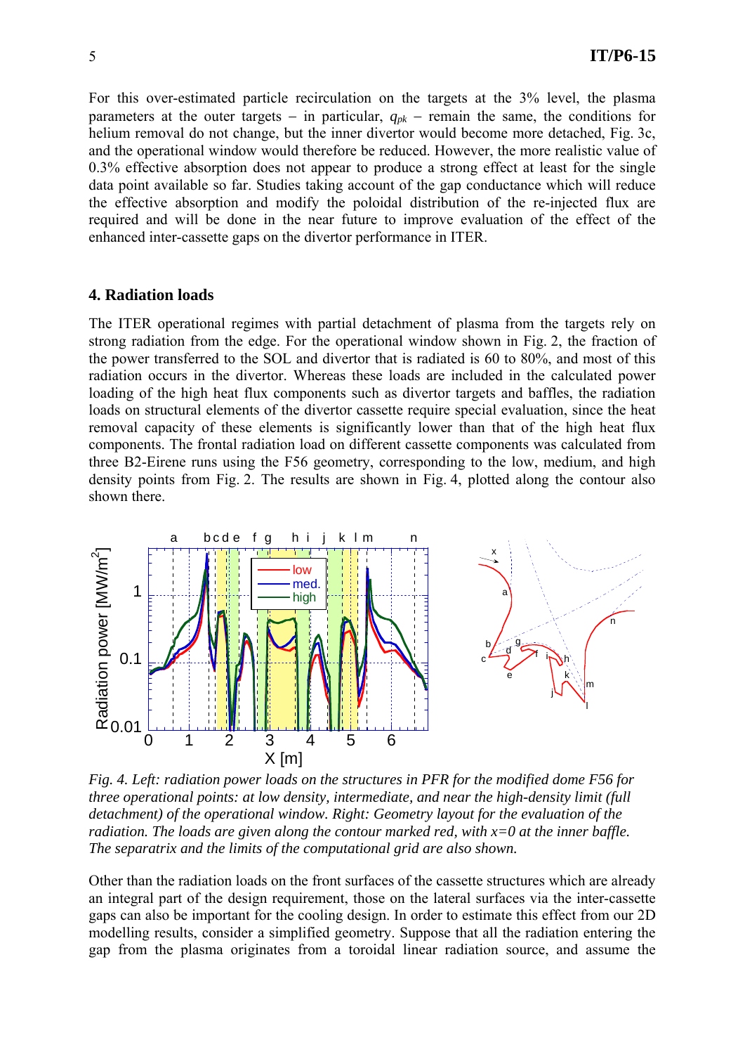For this over-estimated particle recirculation on the targets at the 3% level, the plasma parameters at the outer targets – in particular, $q_{pk}$ – remain the same, the conditions for helium removal do not change, but the inner divertor would become more detached, Fig. 3c, and the operational window would therefore be reduced. However, the more realistic value of 0.3% effective absorption does not appear to produce a strong effect at least for the single data point available so far. Studies taking account of the gap conductance which will reduce the effective absorption and modify the poloidal distribution of the re-injected flux are required and will be done in the near future to improve evaluation of the effect of the enhanced inter-cassette gaps on the divertor performance in ITER.

## 4. Radiation loads

The ITER operational regimes with partial detachment of plasma from the targets rely on strong radiation from the edge. For the operational window shown in Fig. 2, the fraction of the power transferred to the SOL and divertor that is radiated is 60 to 80%, and most of this radiation occurs in the divertor. Whereas these loads are included in the calculated power loading of the high heat flux components such as divertor targets and baffles, the radiation loads on structural elements of the divertor cassette require special evaluation, since the heat removal capacity of these elements is significantly lower than that of the high heat flux components. The frontal radiation load on different cassette components was calculated from three B2-Eirene runs using the F56 geometry, corresponding to the low, medium, and high density points from Fig. 2. The results are shown in Fig. 4, plotted along the contour also shown there.

*Fig. 4. Left: radiation power loads on the structures in PFR for the modified dome F56 for three operational points: at low density, intermediate, and near the high-density limit (full detachment) of the operational window. Right: Geometry layout for the evaluation of the radiation. The loads are given along the contour marked red, with x=0 at the inner baffle. The separatrix and the limits of the computational grid are also shown.*

Other than the radiation loads on the front surfaces of the cassette structures which are already an integral part of the design requirement, those on the lateral surfaces via the inter-cassette gaps can also be important for the cooling design. In order to estimate this effect from our 2D modelling results, consider a simplified geometry. Suppose that all the radiation entering the gap from the plasma originates from a toroidal linear radiation source, and assume the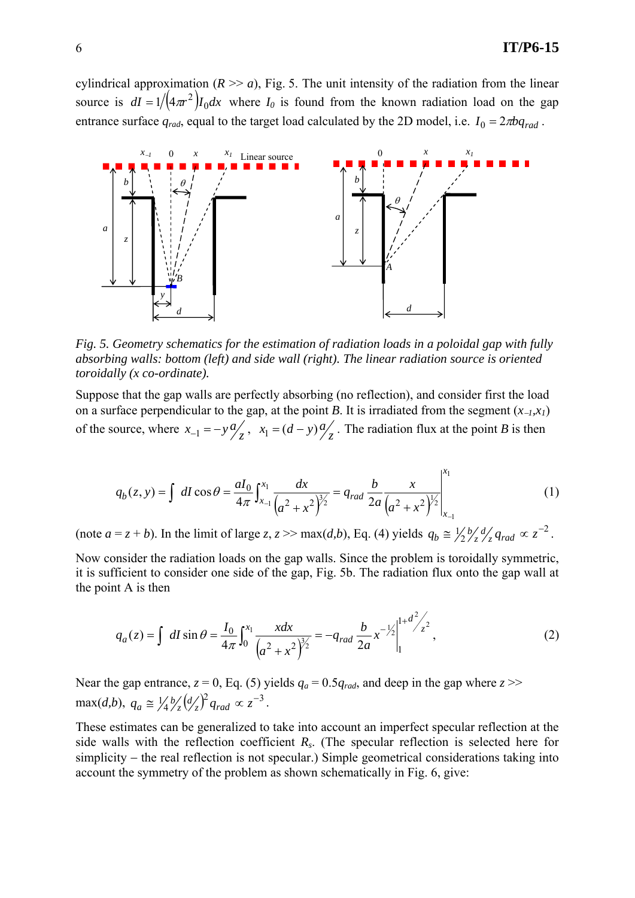cylindrical approximation ($R >> a$), Fig. 5. The unit intensity of the radiation from the linear source is $dI = 1/\left(4\pi r^2\right) I_0 dx$ where $I_0$ is found from the known radiation load on the gap entrance surface $q_{rad}$, equal to the target load calculated by the 2D model, i.e. $I_0 = 2\pi b q_{rad}$.

*Fig. 5. Geometry schematics for the estimation of radiation loads in a poloidal gap with fully absorbing walls: bottom (left) and side wall (right). The linear radiation source is oriented toroidally (x co-ordinate).*

Suppose that the gap walls are perfectly absorbing (no reflection), and consider first the load on a surface perpendicular to the gap, at the point $B$. It is irradiated from the segment ($x_{-1}$,$x_1$) of the source, where $x_{-1} = -y\,a/z$, $x_1 = (d-y)\,a/z$. The radiation flux at the point $B$ is then

$$q_b(z,y) = \int dI \cos\theta = \frac{aI_0}{4\pi}\int_{x_{-1}}^{x_1} \frac{dx}{\left(a^2+x^2\right)^{3/2}} = q_{rad}\,\frac{b}{2a}\,\frac{x}{\left(a^2+x^2\right)^{1/2}}\Bigg|_{x_{-1}}^{x_1} \tag{1}$$

(note $a = z + b$). In the limit of large z, $z >> \max(d,b)$, Eq. (4) yields $q_b \cong \frac{1}{2}\frac{b}{z}\frac{d}{z}q_{rad} \propto z^{-2}$.

Now consider the radiation loads on the gap walls. Since the problem is toroidally symmetric, it is sufficient to consider one side of the gap, Fig. 5b. The radiation flux onto the gap wall at the point A is then

$$q_a(z) = \int dI \sin\theta = \frac{I_0}{4\pi}\int_0^{x_1} \frac{x\,dx}{\left(a^2+x^2\right)^{3/2}} = -q_{rad}\,\frac{b}{2a}\,x^{-1/2}\Big|_1^{1+d^2/z^2}, \tag{2}$$

Near the gap entrance, $z = 0$, Eq. (5) yields $q_a = 0.5q_{rad}$, and deep in the gap where $z >> \max(d,b)$, $q_a \cong \frac{1}{4}\frac{b}{z}\left(\frac{d}{z}\right)^2 q_{rad} \propto z^{-3}$.

These estimates can be generalized to take into account an imperfect specular reflection at the side walls with the reflection coefficient $R_s$. (The specular reflection is selected here for simplicity – the real reflection is not specular.) Simple geometrical considerations taking into account the symmetry of the problem as shown schematically in Fig. 6, give: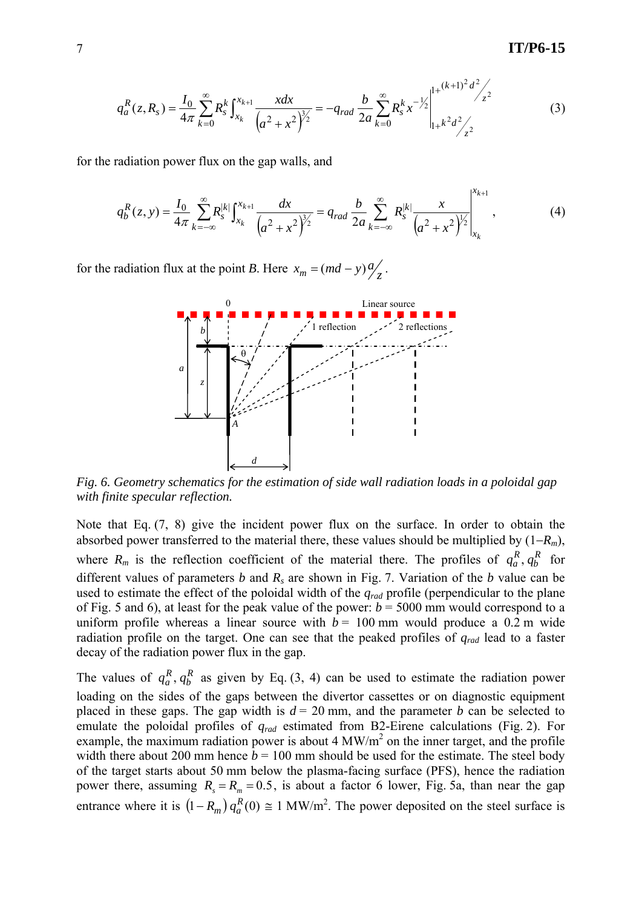$$q_a^R(z,R_s) = \frac{I_0}{4\pi}\sum_{k=0}^{\infty} R_s^k \int_{x_k}^{x_{k+1}} \frac{x dx}{\left(a^2+x^2\right)^{3/2}} = -q_{rad}\,\frac{b}{2a}\sum_{k=0}^{\infty} R_s^k\, x^{-1/2}\Bigg|_{1+k^2d^2/z^2}^{1+(k+1)^2d^2/z^2} \tag{3}$$

for the radiation power flux on the gap walls, and

$$q_b^R(z,y) = \frac{I_0}{4\pi}\sum_{k=-\infty}^{\infty} R_s^{|k|} \int_{x_k}^{x_{k+1}} \frac{dx}{\left(a^2+x^2\right)^{3/2}} = q_{rad}\,\frac{b}{2a}\sum_{k=-\infty}^{\infty} R_s^{|k|} \frac{x}{\left(a^2+x^2\right)^{1/2}}\Bigg|_{x_k}^{x_{k+1}}, \tag{4}$$

for the radiation flux at the point *B*. Here $x_m = (md-y)a/z$.

*Fig. 6. Geometry schematics for the estimation of side wall radiation loads in a poloidal gap with finite specular reflection.*

Note that Eq. (7, 8) give the incident power flux on the surface. In order to obtain the absorbed power transferred to the material there, these values should be multiplied by $(1-R_m)$, where $R_m$ is the reflection coefficient of the material there. The profiles of $q_a^R, q_b^R$ for different values of parameters $b$ and $R_s$ are shown in Fig. 7. Variation of the $b$ value can be used to estimate the effect of the poloidal width of the $q_{rad}$ profile (perpendicular to the plane of Fig. 5 and 6), at least for the peak value of the power: $b$ = 5000 mm would correspond to a uniform profile whereas a linear source with $b$ = 100 mm would produce a 0.2 m wide radiation profile on the target. One can see that the peaked profiles of $q_{rad}$ lead to a faster decay of the radiation power flux in the gap.

The values of $q_a^R, q_b^R$ as given by Eq. (3, 4) can be used to estimate the radiation power loading on the sides of the gaps between the divertor cassettes or on diagnostic equipment placed in these gaps. The gap width is $d$ = 20 mm, and the parameter $b$ can be selected to emulate the poloidal profiles of $q_{rad}$ estimated from B2-Eirene calculations (Fig. 2). For example, the maximum radiation power is about 4 MW/m$^2$ on the inner target, and the profile width there about 200 mm hence $b$ = 100 mm should be used for the estimate. The steel body of the target starts about 50 mm below the plasma-facing surface (PFS), hence the radiation power there, assuming $R_s = R_m = 0.5$, is about a factor 6 lower, Fig. 5a, than near the gap entrance where it is $\left(1-R_m\right)q_a^R(0) \cong 1$ MW/m$^2$. The power deposited on the steel surface is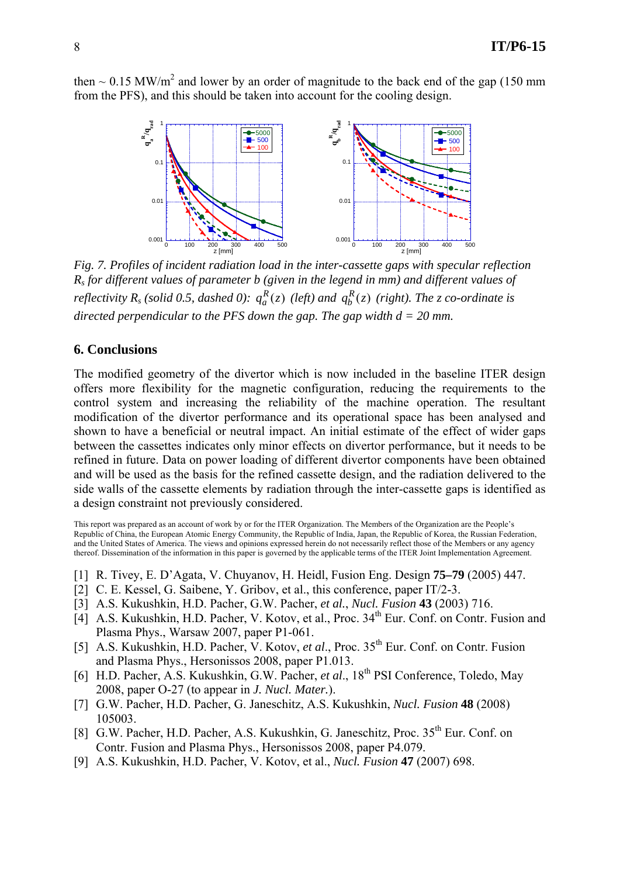then ~ 0.15 MW/m$^2$ and lower by an order of magnitude to the back end of the gap (150 mm from the PFS), and this should be taken into account for the cooling design.

$q_a^R/q_{rad}$
1
0.1
0.01
0.001
0 100 200 300 400 500
z [mm]
5000
500
100

$q_b^R/q_{rad}$
1
0.1
0.01
0.001
0 100 200 300 400 500
z [mm]
5000
500
100

*Fig. 7. Profiles of incident radiation load in the inter-cassette gaps with specular reflection $R_s$ for different values of parameter b (given in the legend in mm) and different values of reflectivity $R_s$ (solid 0.5, dashed 0): $q_a^R(z)$ (left) and $q_b^R(z)$ (right). The z co-ordinate is directed perpendicular to the PFS down the gap. The gap width d = 20 mm.*

## 6. Conclusions

The modified geometry of the divertor which is now included in the baseline ITER design offers more flexibility for the magnetic configuration, reducing the requirements to the control system and increasing the reliability of the machine operation. The resultant modification of the divertor performance and its operational space has been analysed and shown to have a beneficial or neutral impact. An initial estimate of the effect of wider gaps between the cassettes indicates only minor effects on divertor performance, but it needs to be refined in future. Data on power loading of different divertor components have been obtained and will be used as the basis for the refined cassette design, and the radiation delivered to the side walls of the cassette elements by radiation through the inter-cassette gaps is identified as a design constraint not previously considered.

This report was prepared as an account of work by or for the ITER Organization. The Members of the Organization are the People's Republic of China, the European Atomic Energy Community, the Republic of India, Japan, the Republic of Korea, the Russian Federation, and the United States of America. The views and opinions expressed herein do not necessarily reflect those of the Members or any agency thereof. Dissemination of the information in this paper is governed by the applicable terms of the ITER Joint Implementation Agreement.

[1] R. Tivey, E. D'Agata, V. Chuyanov, H. Heidl, Fusion Eng. Design **75–79** (2005) 447.
[2] C. E. Kessel, G. Saibene, Y. Gribov, et al., this conference, paper IT/2-3.
[3] A.S. Kukushkin, H.D. Pacher, G.W. Pacher, *et al.*, *Nucl. Fusion* **43** (2003) 716.
[4] A.S. Kukushkin, H.D. Pacher, V. Kotov, et al., Proc. 34th Eur. Conf. on Contr. Fusion and Plasma Phys., Warsaw 2007, paper P1-061.
[5] A.S. Kukushkin, H.D. Pacher, V. Kotov, *et al*., Proc. 35th Eur. Conf. on Contr. Fusion and Plasma Phys., Hersonissos 2008, paper P1.013.
[6] H.D. Pacher, A.S. Kukushkin, G.W. Pacher, *et al*., 18th PSI Conference, Toledo, May 2008, paper O-27 (to appear in *J. Nucl. Mater.*).
[7] G.W. Pacher, H.D. Pacher, G. Janeschitz, A.S. Kukushkin, *Nucl. Fusion* **48** (2008) 105003.
[8] G.W. Pacher, H.D. Pacher, A.S. Kukushkin, G. Janeschitz, Proc. 35th Eur. Conf. on Contr. Fusion and Plasma Phys., Hersonissos 2008, paper P4.079.
[9] A.S. Kukushkin, H.D. Pacher, V. Kotov, et al., *Nucl. Fusion* **47** (2007) 698.